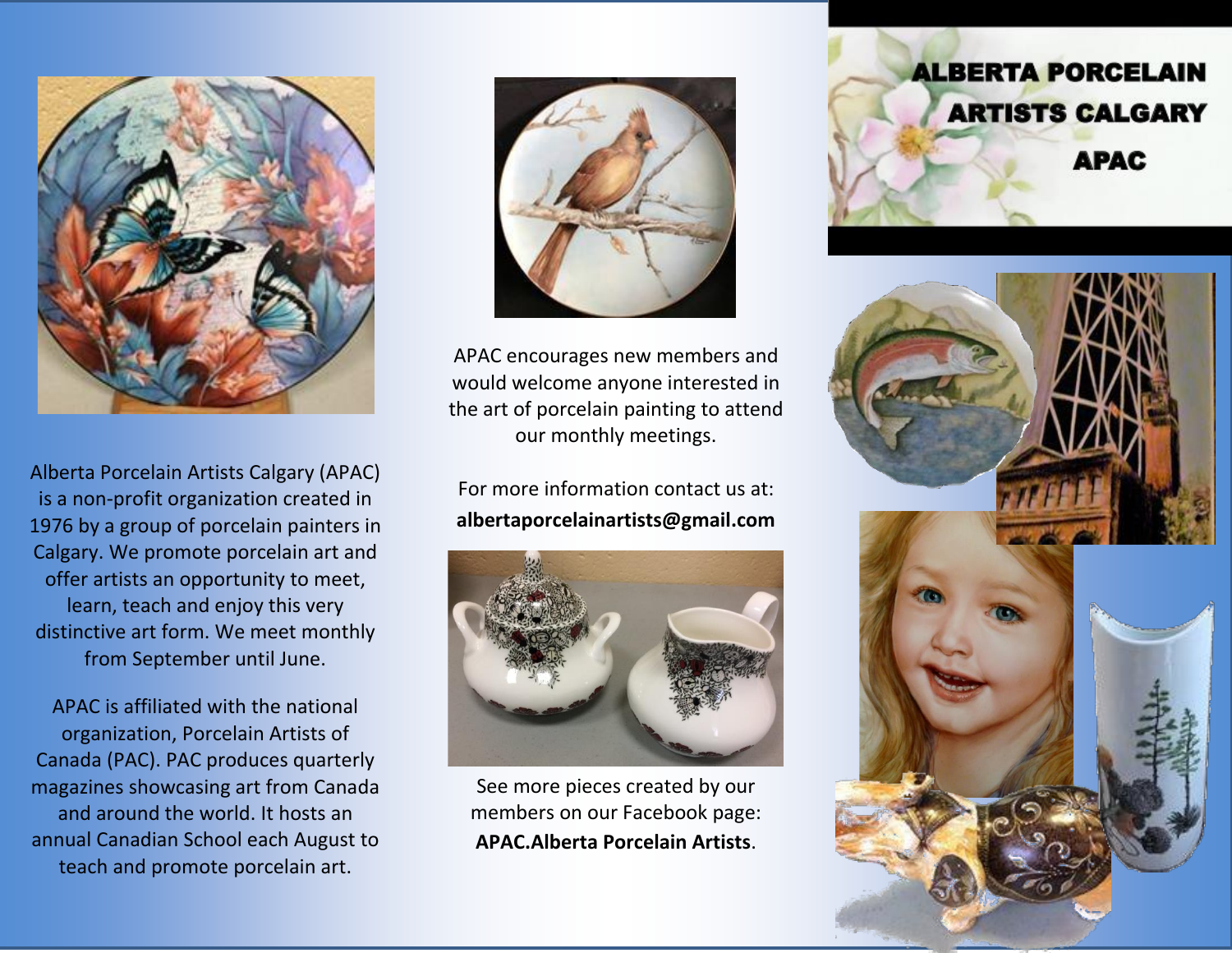# ALBERTA PORCELAIN ARTISTS CALGARY APAC

Alberta Porcelain Artists Calgary (APAC) is a non-profit organization created in 1976 by a group of porcelain painters in Calgary. We promote porcelain art and offer artists an opportunity to meet, learn, teach and enjoy this very distinctive art form. We meet monthly from September until June.

APAC is affiliated with the national organization, Porcelain Artists of Canada (PAC). PAC produces quarterly magazines showcasing art from Canada and around the world. It hosts an annual Canadian School each August to teach and promote porcelain art.

APAC encourages new members and would welcome anyone interested in the art of porcelain painting to attend our monthly meetings.

For more information contact us at:
**albertaporcelainartists@gmail.com**

See more pieces created by our members on our Facebook page: **APAC.Alberta Porcelain Artists**.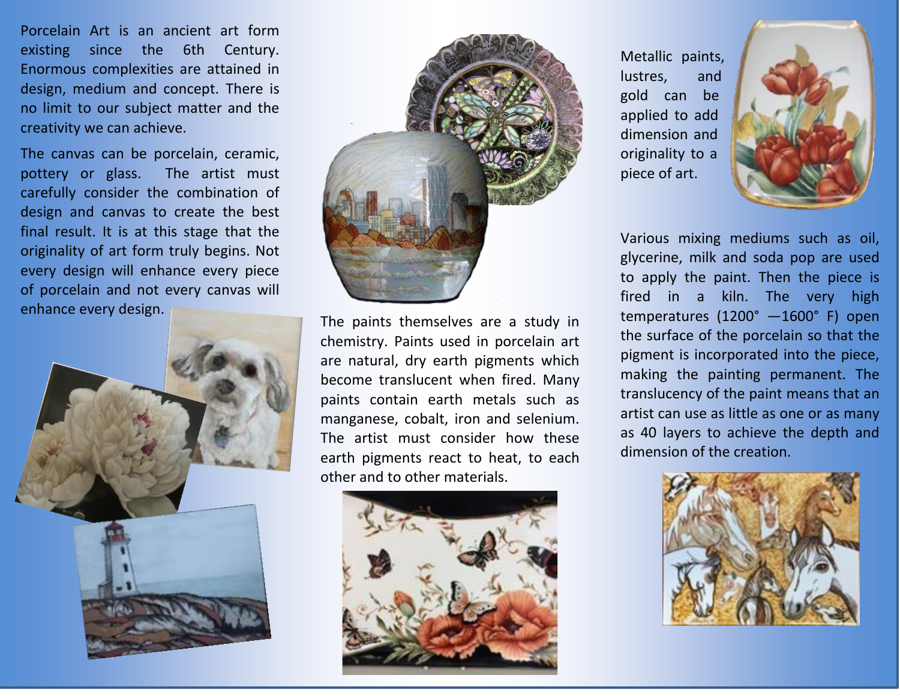Porcelain Art is an ancient art form existing since the 6th Century. Enormous complexities are attained in design, medium and concept. There is no limit to our subject matter and the creativity we can achieve.

The canvas can be porcelain, ceramic, pottery or glass. The artist must carefully consider the combination of design and canvas to create the best final result. It is at this stage that the originality of art form truly begins. Not every design will enhance every piece of porcelain and not every canvas will enhance every design.

The paints themselves are a study in chemistry. Paints used in porcelain art are natural, dry earth pigments which become translucent when fired. Many paints contain earth metals such as manganese, cobalt, iron and selenium. The artist must consider how these earth pigments react to heat, to each other and to other materials.

Metallic paints, lustres, and gold can be applied to add dimension and originality to a piece of art.

Various mixing mediums such as oil, glycerine, milk and soda pop are used to apply the paint. Then the piece is fired in a kiln. The very high temperatures (1200° —1600° F) open the surface of the porcelain so that the pigment is incorporated into the piece, making the painting permanent. The translucency of the paint means that an artist can use as little as one or as many as 40 layers to achieve the depth and dimension of the creation.